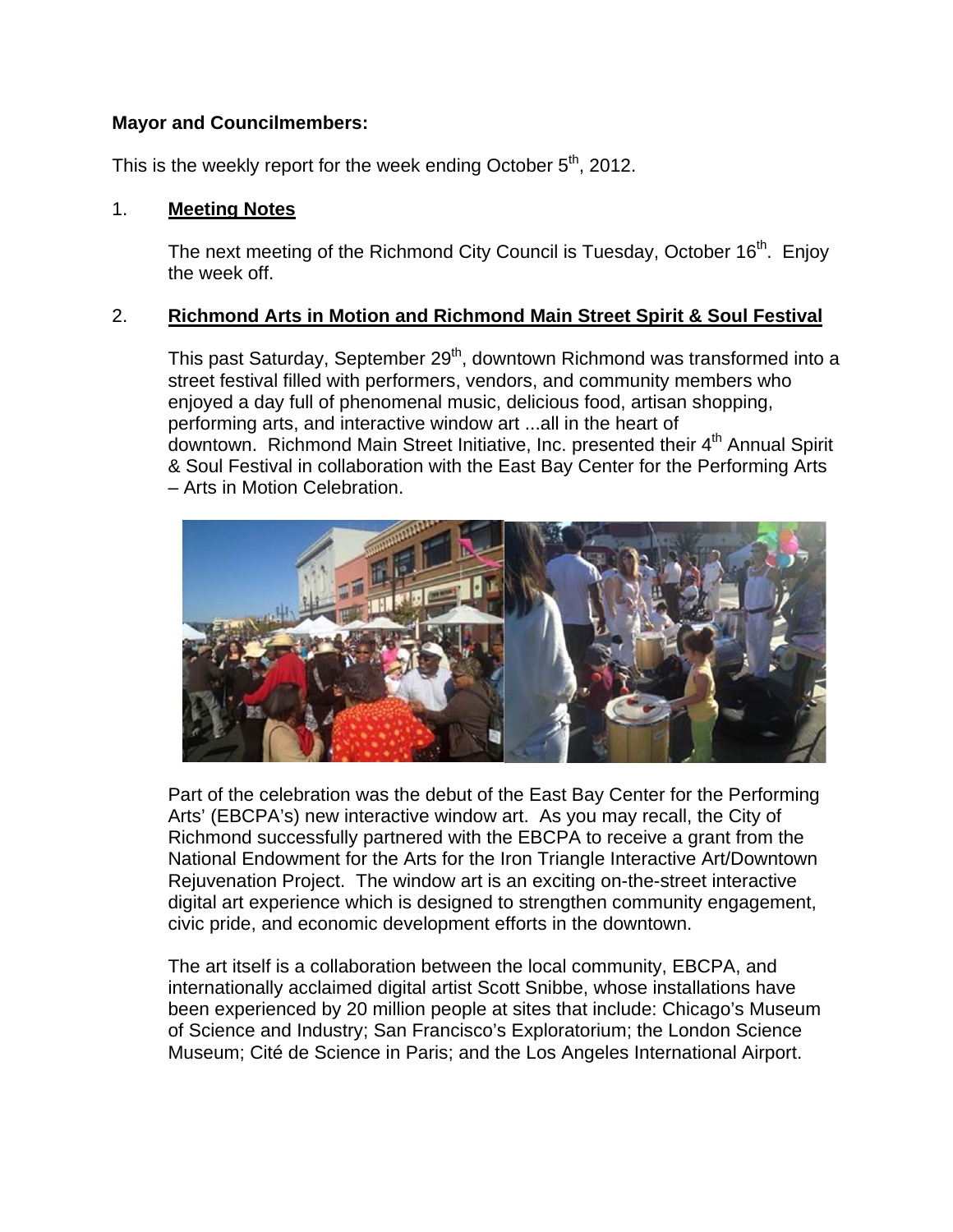**Mayor and Councilmembers:**

This is the weekly report for the week ending October 5th, 2012.

1. **Meeting Notes**

   The next meeting of the Richmond City Council is Tuesday, October 16th. Enjoy the week off.

2. **Richmond Arts in Motion and Richmond Main Street Spirit & Soul Festival**

   This past Saturday, September 29th, downtown Richmond was transformed into a street festival filled with performers, vendors, and community members who enjoyed a day full of phenomenal music, delicious food, artisan shopping, performing arts, and interactive window art ...all in the heart of downtown. Richmond Main Street Initiative, Inc. presented their 4th Annual Spirit & Soul Festival in collaboration with the East Bay Center for the Performing Arts – Arts in Motion Celebration.

   Part of the celebration was the debut of the East Bay Center for the Performing Arts' (EBCPA's) new interactive window art. As you may recall, the City of Richmond successfully partnered with the EBCPA to receive a grant from the National Endowment for the Arts for the Iron Triangle Interactive Art/Downtown Rejuvenation Project. The window art is an exciting on-the-street interactive digital art experience which is designed to strengthen community engagement, civic pride, and economic development efforts in the downtown.

   The art itself is a collaboration between the local community, EBCPA, and internationally acclaimed digital artist Scott Snibbe, whose installations have been experienced by 20 million people at sites that include: Chicago's Museum of Science and Industry; San Francisco's Exploratorium; the London Science Museum; Cité de Science in Paris; and the Los Angeles International Airport.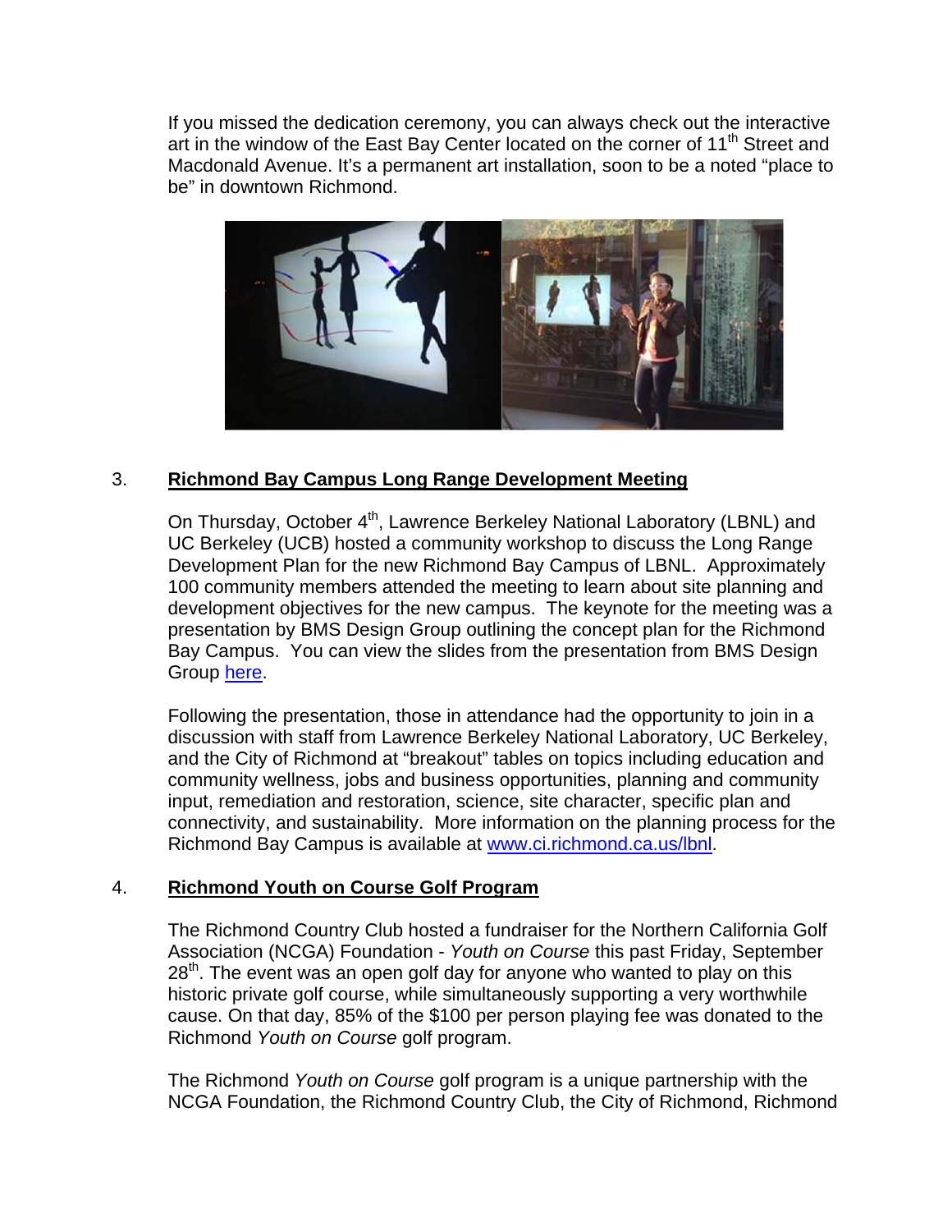If you missed the dedication ceremony, you can always check out the interactive art in the window of the East Bay Center located on the corner of 11th Street and Macdonald Avenue. It's a permanent art installation, soon to be a noted "place to be" in downtown Richmond.

3. **Richmond Bay Campus Long Range Development Meeting**

On Thursday, October 4th, Lawrence Berkeley National Laboratory (LBNL) and UC Berkeley (UCB) hosted a community workshop to discuss the Long Range Development Plan for the new Richmond Bay Campus of LBNL. Approximately 100 community members attended the meeting to learn about site planning and development objectives for the new campus. The keynote for the meeting was a presentation by BMS Design Group outlining the concept plan for the Richmond Bay Campus. You can view the slides from the presentation from BMS Design Group here.

Following the presentation, those in attendance had the opportunity to join in a discussion with staff from Lawrence Berkeley National Laboratory, UC Berkeley, and the City of Richmond at "breakout" tables on topics including education and community wellness, jobs and business opportunities, planning and community input, remediation and restoration, science, site character, specific plan and connectivity, and sustainability. More information on the planning process for the Richmond Bay Campus is available at www.ci.richmond.ca.us/lbnl.

4. **Richmond Youth on Course Golf Program**

The Richmond Country Club hosted a fundraiser for the Northern California Golf Association (NCGA) Foundation - *Youth on Course* this past Friday, September 28th. The event was an open golf day for anyone who wanted to play on this historic private golf course, while simultaneously supporting a very worthwhile cause. On that day, 85% of the $100 per person playing fee was donated to the Richmond *Youth on Course* golf program.

The Richmond *Youth on Course* golf program is a unique partnership with the NCGA Foundation, the Richmond Country Club, the City of Richmond, Richmond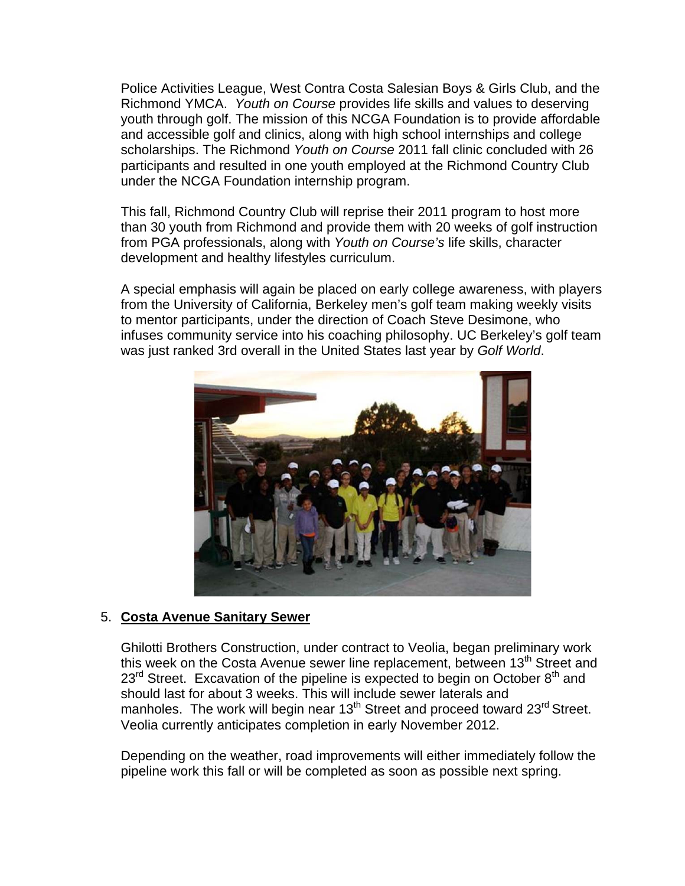Police Activities League, West Contra Costa Salesian Boys & Girls Club, and the Richmond YMCA. *Youth on Course* provides life skills and values to deserving youth through golf. The mission of this NCGA Foundation is to provide affordable and accessible golf and clinics, along with high school internships and college scholarships. The Richmond *Youth on Course* 2011 fall clinic concluded with 26 participants and resulted in one youth employed at the Richmond Country Club under the NCGA Foundation internship program.

This fall, Richmond Country Club will reprise their 2011 program to host more than 30 youth from Richmond and provide them with 20 weeks of golf instruction from PGA professionals, along with *Youth on Course's* life skills, character development and healthy lifestyles curriculum.

A special emphasis will again be placed on early college awareness, with players from the University of California, Berkeley men's golf team making weekly visits to mentor participants, under the direction of Coach Steve Desimone, who infuses community service into his coaching philosophy. UC Berkeley's golf team was just ranked 3rd overall in the United States last year by *Golf World*.

5. **Costa Avenue Sanitary Sewer**

Ghilotti Brothers Construction, under contract to Veolia, began preliminary work this week on the Costa Avenue sewer line replacement, between 13th Street and 23rd Street. Excavation of the pipeline is expected to begin on October 8th and should last for about 3 weeks. This will include sewer laterals and manholes. The work will begin near 13th Street and proceed toward 23rd Street. Veolia currently anticipates completion in early November 2012.

Depending on the weather, road improvements will either immediately follow the pipeline work this fall or will be completed as soon as possible next spring.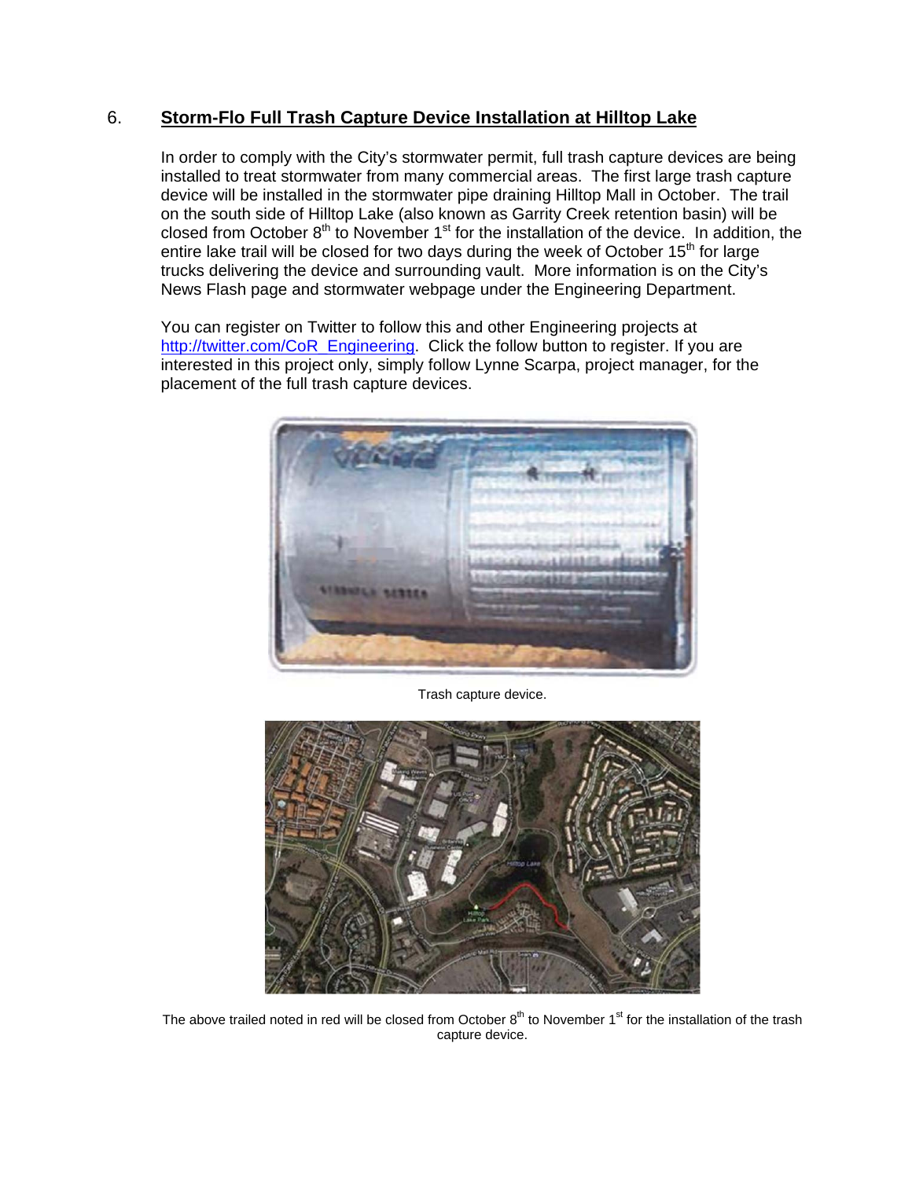## 6. Storm-Flo Full Trash Capture Device Installation at Hilltop Lake

In order to comply with the City's stormwater permit, full trash capture devices are being installed to treat stormwater from many commercial areas. The first large trash capture device will be installed in the stormwater pipe draining Hilltop Mall in October. The trail on the south side of Hilltop Lake (also known as Garrity Creek retention basin) will be closed from October 8th to November 1st for the installation of the device. In addition, the entire lake trail will be closed for two days during the week of October 15th for large trucks delivering the device and surrounding vault. More information is on the City's News Flash page and stormwater webpage under the Engineering Department.

You can register on Twitter to follow this and other Engineering projects at http://twitter.com/CoR_Engineering. Click the follow button to register. If you are interested in this project only, simply follow Lynne Scarpa, project manager, for the placement of the full trash capture devices.

Trash capture device.

The above trailed noted in red will be closed from October 8th to November 1st for the installation of the trash capture device.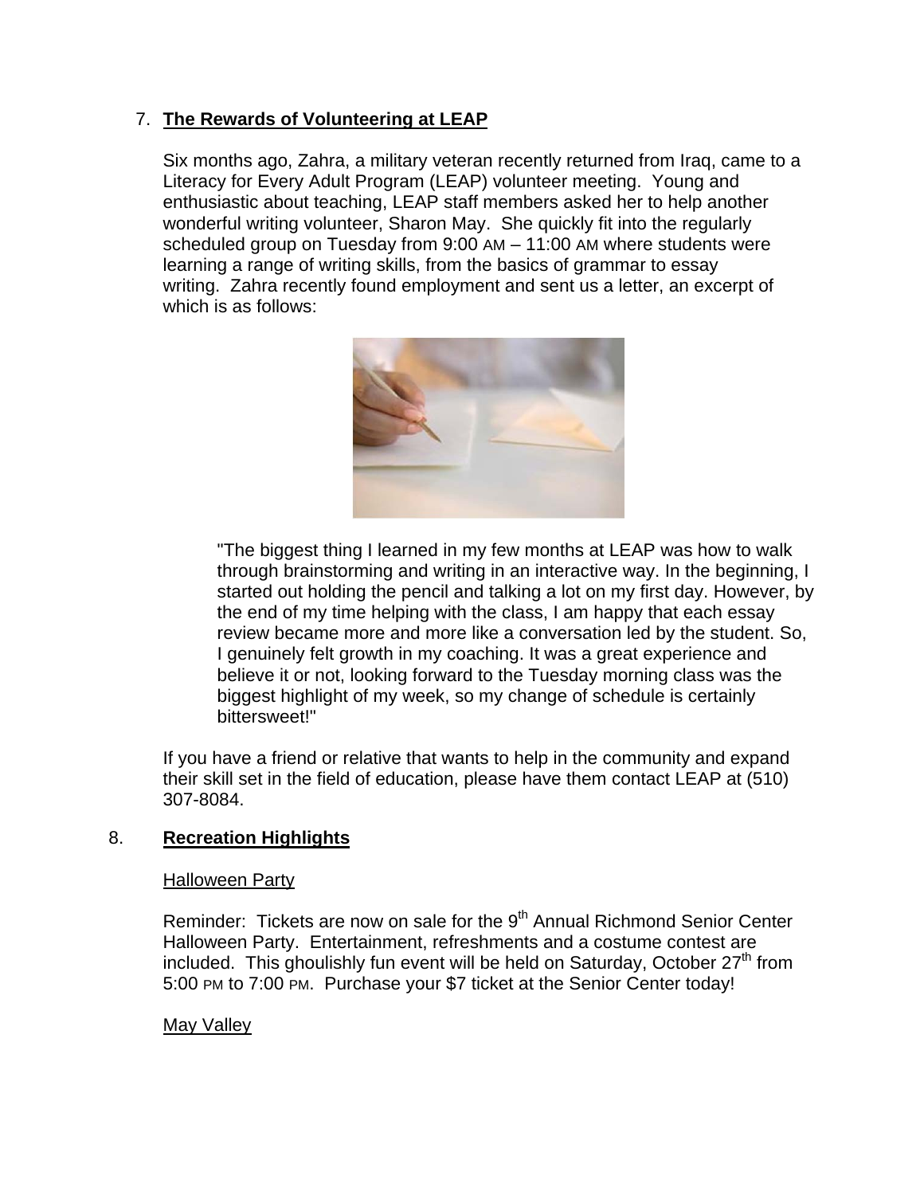7. **The Rewards of Volunteering at LEAP**

   Six months ago, Zahra, a military veteran recently returned from Iraq, came to a Literacy for Every Adult Program (LEAP) volunteer meeting. Young and enthusiastic about teaching, LEAP staff members asked her to help another wonderful writing volunteer, Sharon May. She quickly fit into the regularly scheduled group on Tuesday from 9:00 AM – 11:00 AM where students were learning a range of writing skills, from the basics of grammar to essay writing. Zahra recently found employment and sent us a letter, an excerpt of which is as follows:

   > "The biggest thing I learned in my few months at LEAP was how to walk through brainstorming and writing in an interactive way. In the beginning, I started out holding the pencil and talking a lot on my first day. However, by the end of my time helping with the class, I am happy that each essay review became more and more like a conversation led by the student. So, I genuinely felt growth in my coaching. It was a great experience and believe it or not, looking forward to the Tuesday morning class was the biggest highlight of my week, so my change of schedule is certainly bittersweet!"

   If you have a friend or relative that wants to help in the community and expand their skill set in the field of education, please have them contact LEAP at (510) 307-8084.

8. **Recreation Highlights**

   Halloween Party

   Reminder: Tickets are now on sale for the 9th Annual Richmond Senior Center Halloween Party. Entertainment, refreshments and a costume contest are included. This ghoulishly fun event will be held on Saturday, October 27th from 5:00 PM to 7:00 PM. Purchase your $7 ticket at the Senior Center today!

   May Valley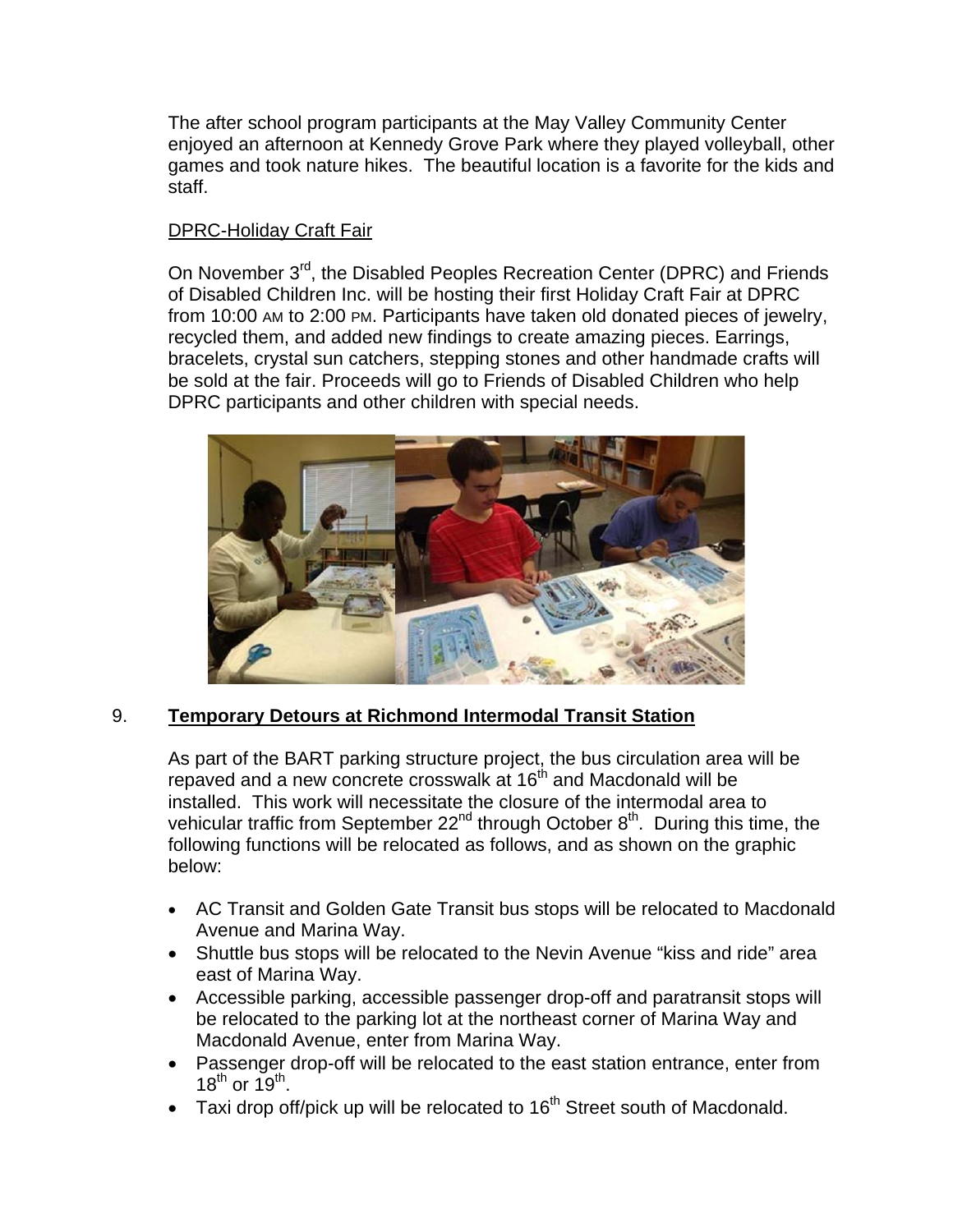The after school program participants at the May Valley Community Center enjoyed an afternoon at Kennedy Grove Park where they played volleyball, other games and took nature hikes. The beautiful location is a favorite for the kids and staff.

DPRC-Holiday Craft Fair

On November 3rd, the Disabled Peoples Recreation Center (DPRC) and Friends of Disabled Children Inc. will be hosting their first Holiday Craft Fair at DPRC from 10:00 AM to 2:00 PM. Participants have taken old donated pieces of jewelry, recycled them, and added new findings to create amazing pieces. Earrings, bracelets, crystal sun catchers, stepping stones and other handmade crafts will be sold at the fair. Proceeds will go to Friends of Disabled Children who help DPRC participants and other children with special needs.

9. **Temporary Detours at Richmond Intermodal Transit Station**

As part of the BART parking structure project, the bus circulation area will be repaved and a new concrete crosswalk at 16th and Macdonald will be installed. This work will necessitate the closure of the intermodal area to vehicular traffic from September 22nd through October 8th. During this time, the following functions will be relocated as follows, and as shown on the graphic below:

- AC Transit and Golden Gate Transit bus stops will be relocated to Macdonald Avenue and Marina Way.
- Shuttle bus stops will be relocated to the Nevin Avenue "kiss and ride" area east of Marina Way.
- Accessible parking, accessible passenger drop-off and paratransit stops will be relocated to the parking lot at the northeast corner of Marina Way and Macdonald Avenue, enter from Marina Way.
- Passenger drop-off will be relocated to the east station entrance, enter from 18th or 19th.
- Taxi drop off/pick up will be relocated to 16th Street south of Macdonald.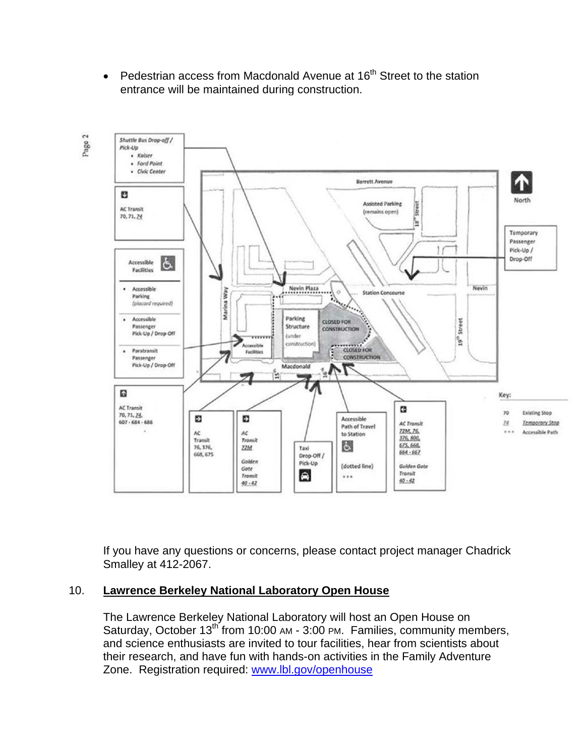- Pedestrian access from Macdonald Avenue at 16th Street to the station entrance will be maintained during construction.

If you have any questions or concerns, please contact project manager Chadrick Smalley at 412-2067.

10. **Lawrence Berkeley National Laboratory Open House**

The Lawrence Berkeley National Laboratory will host an Open House on Saturday, October 13th from 10:00 AM - 3:00 PM. Families, community members, and science enthusiasts are invited to tour facilities, hear from scientists about their research, and have fun with hands-on activities in the Family Adventure Zone. Registration required: www.lbl.gov/openhouse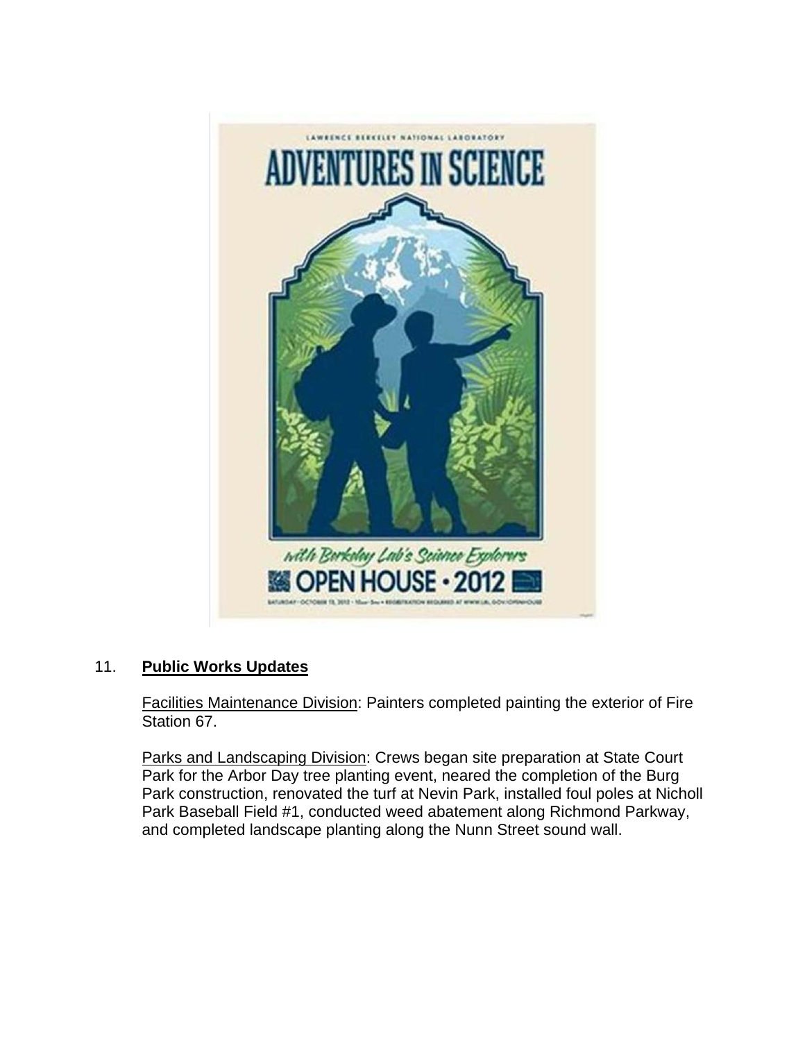11. **Public Works Updates**

Facilities Maintenance Division: Painters completed painting the exterior of Fire Station 67.

Parks and Landscaping Division: Crews began site preparation at State Court Park for the Arbor Day tree planting event, neared the completion of the Burg Park construction, renovated the turf at Nevin Park, installed foul poles at Nicholl Park Baseball Field #1, conducted weed abatement along Richmond Parkway, and completed landscape planting along the Nunn Street sound wall.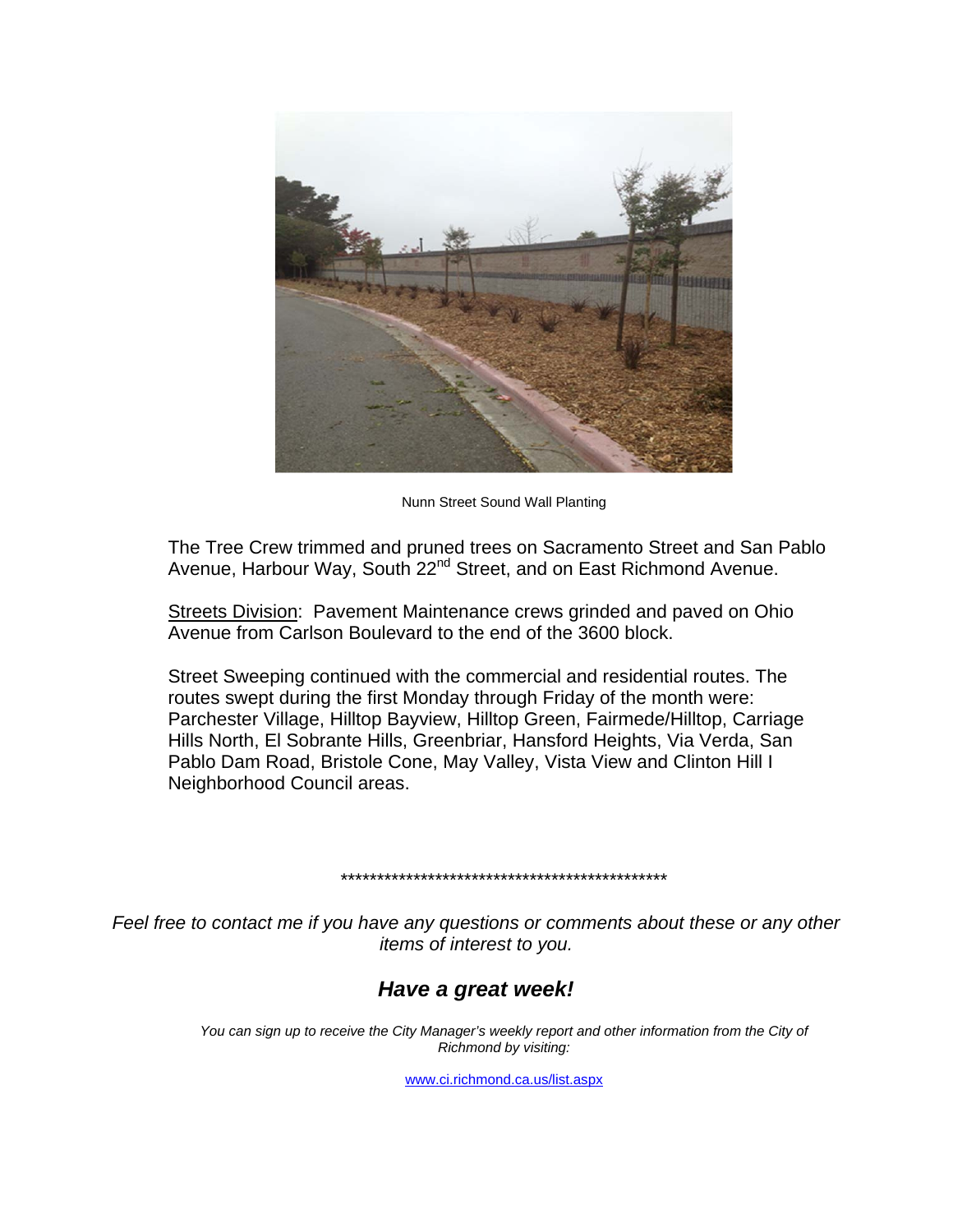Nunn Street Sound Wall Planting

The Tree Crew trimmed and pruned trees on Sacramento Street and San Pablo Avenue, Harbour Way, South 22nd Street, and on East Richmond Avenue.

Streets Division: Pavement Maintenance crews grinded and paved on Ohio Avenue from Carlson Boulevard to the end of the 3600 block.

Street Sweeping continued with the commercial and residential routes. The routes swept during the first Monday through Friday of the month were: Parchester Village, Hilltop Bayview, Hilltop Green, Fairmede/Hilltop, Carriage Hills North, El Sobrante Hills, Greenbriar, Hansford Heights, Via Verda, San Pablo Dam Road, Bristole Cone, May Valley, Vista View and Clinton Hill I Neighborhood Council areas.

************************************************

*Feel free to contact me if you have any questions or comments about these or any other items of interest to you.*

***Have a great week!***

*You can sign up to receive the City Manager's weekly report and other information from the City of Richmond by visiting:*

www.ci.richmond.ca.us/list.aspx